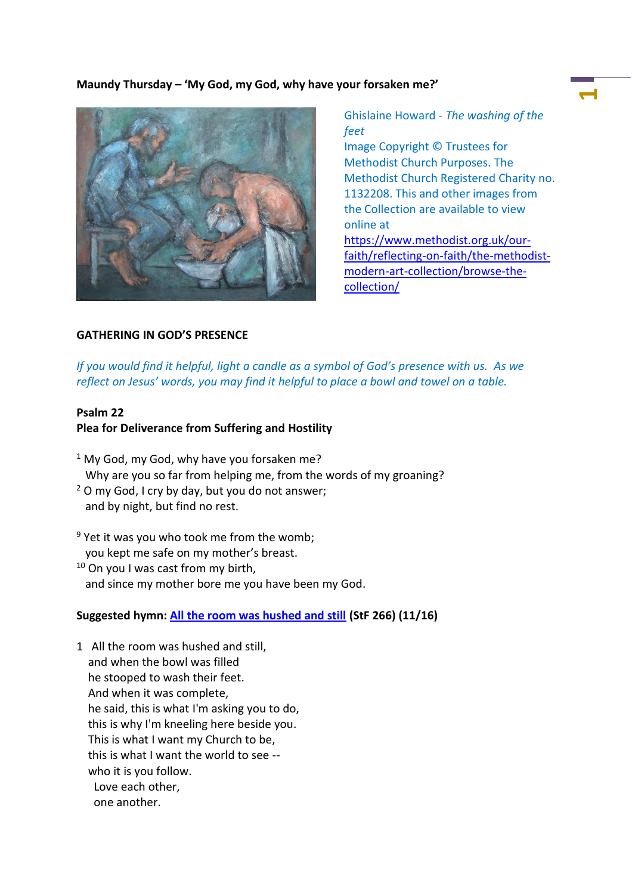**Maundy Thursday – 'My God, my God, why have your forsaken me?'**

Ghislaine Howard - *The washing of the feet*
Image Copyright © Trustees for Methodist Church Purposes. The Methodist Church Registered Charity no. 1132208. This and other images from the Collection are available to view online at [https://www.methodist.org.uk/our-faith/reflecting-on-faith/the-methodist-modern-art-collection/browse-the-collection/](https://www.methodist.org.uk/our-faith/reflecting-on-faith/the-methodist-modern-art-collection/browse-the-collection/)

**GATHERING IN GOD'S PRESENCE**

*If you would find it helpful, light a candle as a symbol of God's presence with us. As we reflect on Jesus' words, you may find it helpful to place a bowl and towel on a table.*

**Psalm 22**
**Plea for Deliverance from Suffering and Hostility**

[1] My God, my God, why have you forsaken me?
Why are you so far from helping me, from the words of my groaning?
[2] O my God, I cry by day, but you do not answer;
and by night, but find no rest.

[9] Yet it was you who took me from the womb;
you kept me safe on my mother's breast.
[10] On you I was cast from my birth,
and since my mother bore me you have been my God.

**Suggested hymn: All the room was hushed and still (StF 266) (11/16)**

1 All the room was hushed and still,
and when the bowl was filled
he stooped to wash their feet.
And when it was complete,
he said, this is what I'm asking you to do,
this is why I'm kneeling here beside you.
This is what I want my Church to be,
this is what I want the world to see --
who it is you follow.
Love each other,
one another.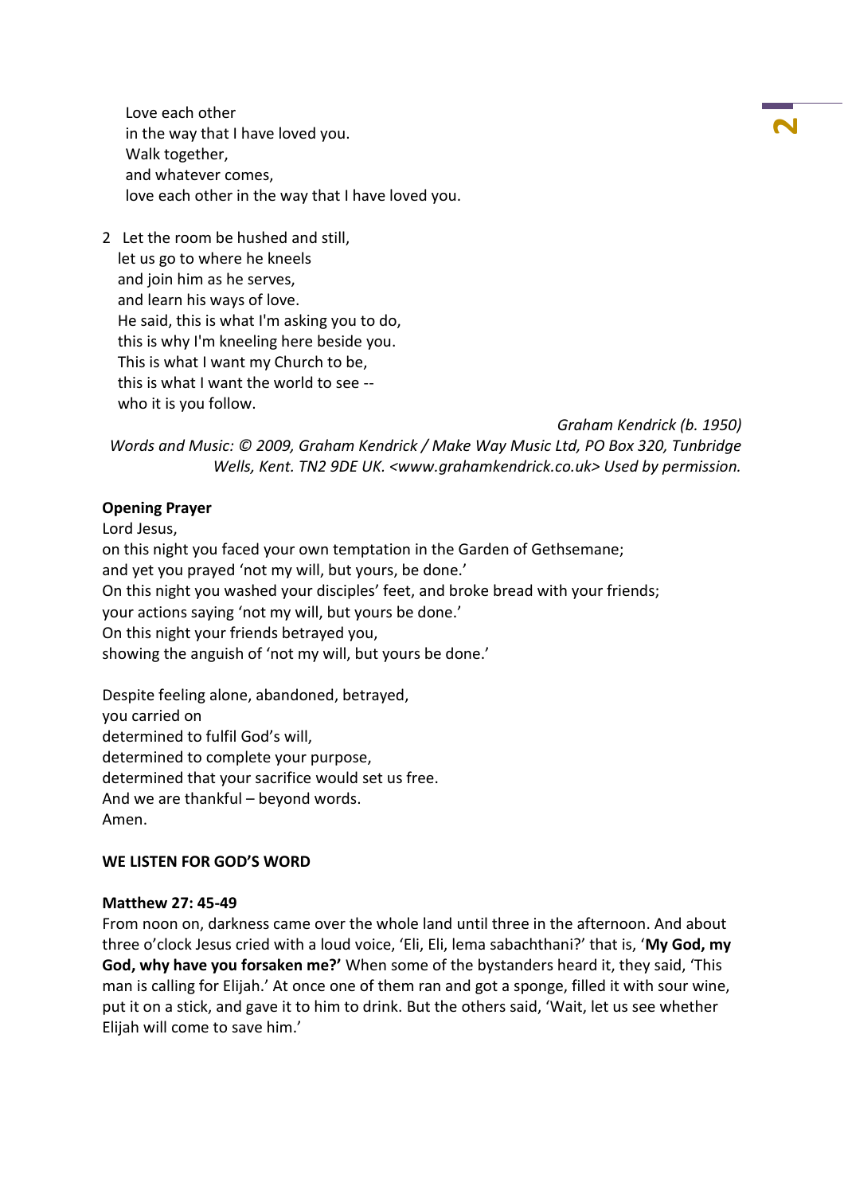Love each other  
in the way that I have loved you.  
Walk together,  
and whatever comes,  
love each other in the way that I have loved you.

2 Let the room be hushed and still,  
let us go to where he kneels  
and join him as he serves,  
and learn his ways of love.  
He said, this is what I'm asking you to do,  
this is why I'm kneeling here beside you.  
This is what I want my Church to be,  
this is what I want the world to see --  
who it is you follow.

*Graham Kendrick (b. 1950)*  
*Words and Music: © 2009, Graham Kendrick / Make Way Music Ltd, PO Box 320, Tunbridge Wells, Kent. TN2 9DE UK. <www.grahamkendrick.co.uk> Used by permission.*

**Opening Prayer**

Lord Jesus,  
on this night you faced your own temptation in the Garden of Gethsemane;  
and yet you prayed 'not my will, but yours, be done.'  
On this night you washed your disciples' feet, and broke bread with your friends;  
your actions saying 'not my will, but yours be done.'  
On this night your friends betrayed you,  
showing the anguish of 'not my will, but yours be done.'

Despite feeling alone, abandoned, betrayed,  
you carried on  
determined to fulfil God's will,  
determined to complete your purpose,  
determined that your sacrifice would set us free.  
And we are thankful – beyond words.  
Amen.

**WE LISTEN FOR GOD'S WORD**

**Matthew 27: 45-49**

From noon on, darkness came over the whole land until three in the afternoon. And about three o'clock Jesus cried with a loud voice, 'Eli, Eli, lema sabachthani?' that is, '**My God, my God, why have you forsaken me?'** When some of the bystanders heard it, they said, 'This man is calling for Elijah.' At once one of them ran and got a sponge, filled it with sour wine, put it on a stick, and gave it to him to drink. But the others said, 'Wait, let us see whether Elijah will come to save him.'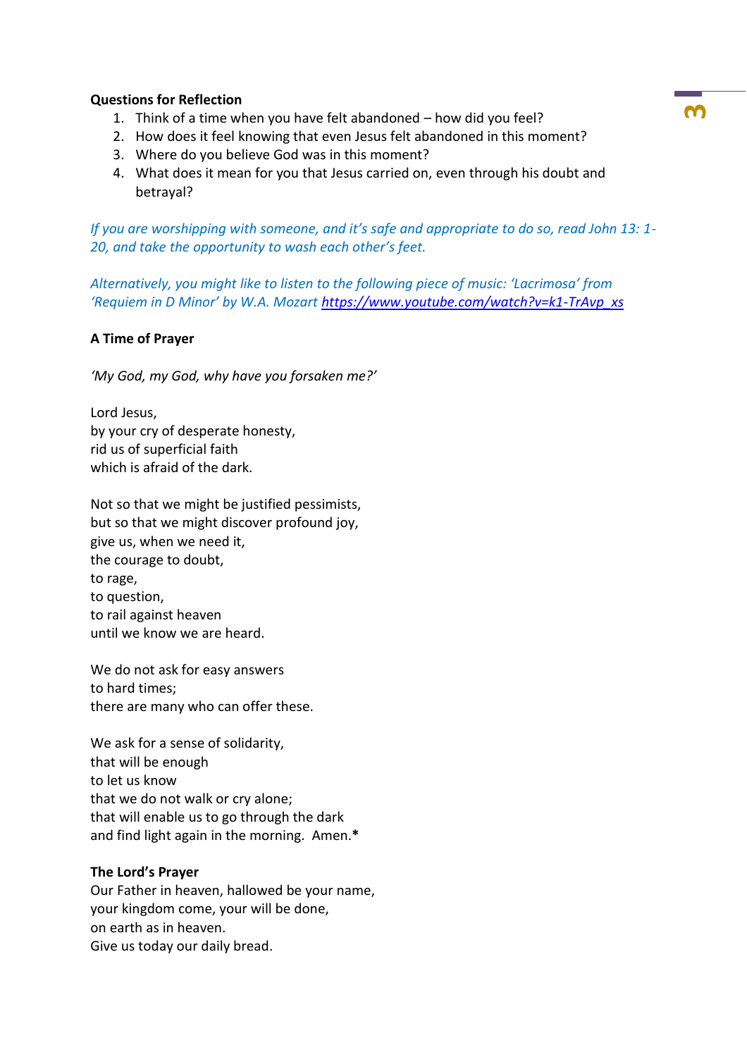**Questions for Reflection**

1. Think of a time when you have felt abandoned – how did you feel?
2. How does it feel knowing that even Jesus felt abandoned in this moment?
3. Where do you believe God was in this moment?
4. What does it mean for you that Jesus carried on, even through his doubt and betrayal?

*If you are worshipping with someone, and it's safe and appropriate to do so, read John 13: 1-20, and take the opportunity to wash each other's feet.*

*Alternatively, you might like to listen to the following piece of music: 'Lacrimosa' from 'Requiem in D Minor' by W.A. Mozart* https://www.youtube.com/watch?v=k1-TrAvp_xs

**A Time of Prayer**

*'My God, my God, why have you forsaken me?'*

Lord Jesus,
by your cry of desperate honesty,
rid us of superficial faith
which is afraid of the dark.

Not so that we might be justified pessimists,
but so that we might discover profound joy,
give us, when we need it,
the courage to doubt,
to rage,
to question,
to rail against heaven
until we know we are heard.

We do not ask for easy answers
to hard times;
there are many who can offer these.

We ask for a sense of solidarity,
that will be enough
to let us know
that we do not walk or cry alone;
that will enable us to go through the dark
and find light again in the morning. Amen.*

**The Lord's Prayer**

Our Father in heaven, hallowed be your name,
your kingdom come, your will be done,
on earth as in heaven.
Give us today our daily bread.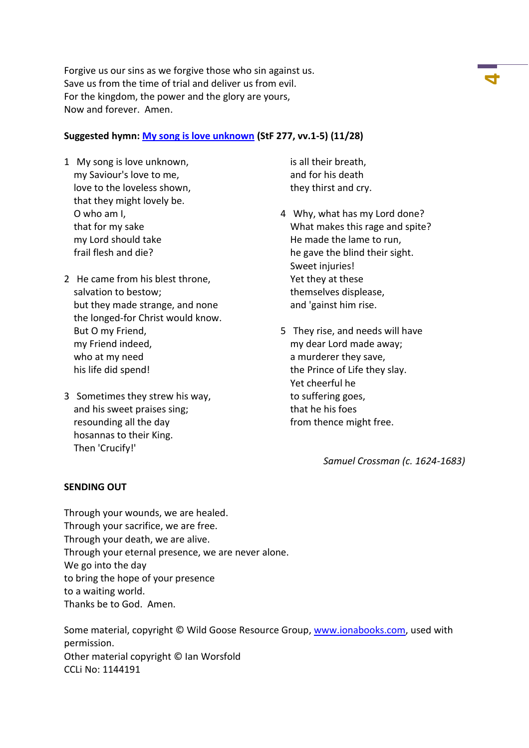Forgive us our sins as we forgive those who sin against us.
Save us from the time of trial and deliver us from evil.
For the kingdom, the power and the glory are yours,
Now and forever. Amen.

**Suggested hymn: [My song is love unknown](#) (StF 277, vv.1-5) (11/28)**

1 My song is love unknown,
my Saviour's love to me,
love to the loveless shown,
that they might lovely be.
O who am I,
that for my sake
my Lord should take
frail flesh and die?

2 He came from his blest throne,
salvation to bestow;
but they made strange, and none
the longed-for Christ would know.
But O my Friend,
my Friend indeed,
who at my need
his life did spend!

3 Sometimes they strew his way,
and his sweet praises sing;
resounding all the day
hosannas to their King.
Then 'Crucify!'
is all their breath,
and for his death
they thirst and cry.

4 Why, what has my Lord done?
What makes this rage and spite?
He made the lame to run,
he gave the blind their sight.
Sweet injuries!
Yet they at these
themselves displease,
and 'gainst him rise.

5 They rise, and needs will have
my dear Lord made away;
a murderer they save,
the Prince of Life they slay.
Yet cheerful he
to suffering goes,
that he his foes
from thence might free.

*Samuel Crossman (c. 1624-1683)*

**SENDING OUT**

Through your wounds, we are healed.
Through your sacrifice, we are free.
Through your death, we are alive.
Through your eternal presence, we are never alone.
We go into the day
to bring the hope of your presence
to a waiting world.
Thanks be to God. Amen.

Some material, copyright © Wild Goose Resource Group, www.ionabooks.com, used with permission.
Other material copyright © Ian Worsfold
CCLi No: 1144191